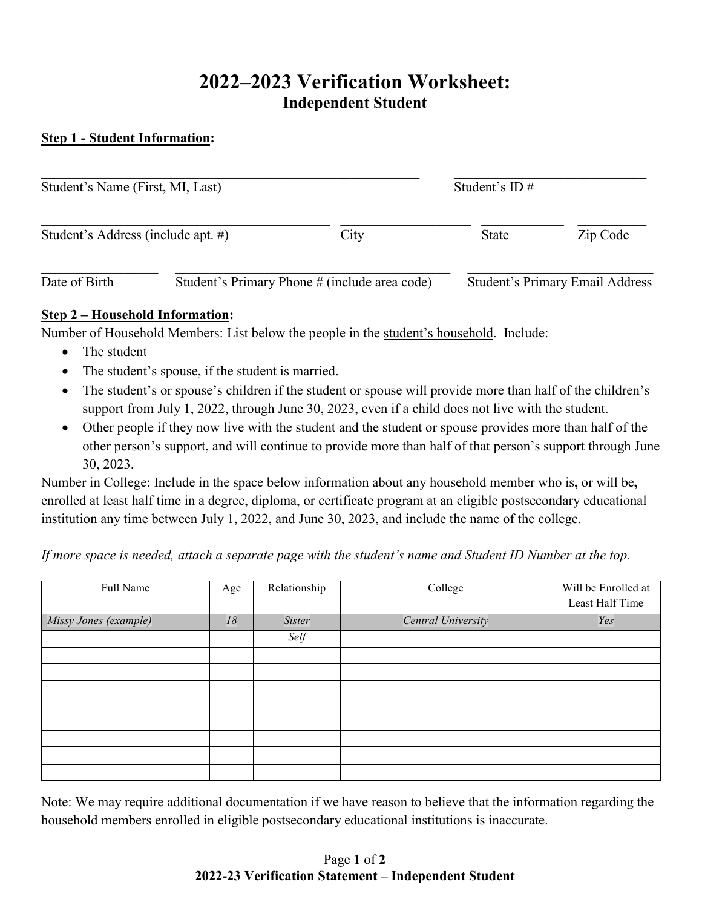# 2022–2023 Verification Worksheet:
## Independent Student

**Step 1 - Student Information:**

\_\_\_\_\_\_\_\_\_\_\_\_\_\_\_\_\_\_\_\_\_\_\_\_\_\_\_\_\_\_\_\_\_\_\_\_\_\_\_\_\_\_\_\_ \_\_\_\_\_\_\_\_\_\_\_\_\_\_\_\_\_\_\_\_\_\_\_\_
Student's Name (First, MI, Last) Student's ID #

\_\_\_\_\_\_\_\_\_\_\_\_\_\_\_\_\_\_\_\_\_\_\_\_\_\_\_\_\_\_\_\_\_\_ \_\_\_\_\_\_\_\_\_\_\_\_\_\_\_ \_\_\_\_\_\_\_\_\_\_ \_\_\_\_\_\_\_\_
Student's Address (include apt. #) City State Zip Code

\_\_\_\_\_\_\_\_\_\_\_\_\_\_ \_\_\_\_\_\_\_\_\_\_\_\_\_\_\_\_\_\_\_\_\_\_\_\_\_\_\_\_\_\_\_\_\_ \_\_\_\_\_\_\_\_\_\_\_\_\_\_\_\_\_\_\_\_\_\_\_
Date of Birth Student's Primary Phone # (include area code) Student's Primary Email Address

**Step 2 – Household Information:**

Number of Household Members: List below the people in the student's household. Include:

- The student
- The student's spouse, if the student is married.
- The student's or spouse's children if the student or spouse will provide more than half of the children's support from July 1, 2022, through June 30, 2023, even if a child does not live with the student.
- Other people if they now live with the student and the student or spouse provides more than half of the other person's support, and will continue to provide more than half of that person's support through June 30, 2023.

Number in College: Include in the space below information about any household member who is, or will be, enrolled at least half time in a degree, diploma, or certificate program at an eligible postsecondary educational institution any time between July 1, 2022, and June 30, 2023, and include the name of the college.

*If more space is needed, attach a separate page with the student's name and Student ID Number at the top.*

| Full Name | Age | Relationship | College | Will be Enrolled at Least Half Time |
|---|---|---|---|---|
| *Missy Jones (example)* | *18* | *Sister* | *Central University* | *Yes* |
| | | *Self* | | |
| | | | | |
| | | | | |
| | | | | |
| | | | | |
| | | | | |
| | | | | |
| | | | | |
| | | | | |

Note: We may require additional documentation if we have reason to believe that the information regarding the household members enrolled in eligible postsecondary educational institutions is inaccurate.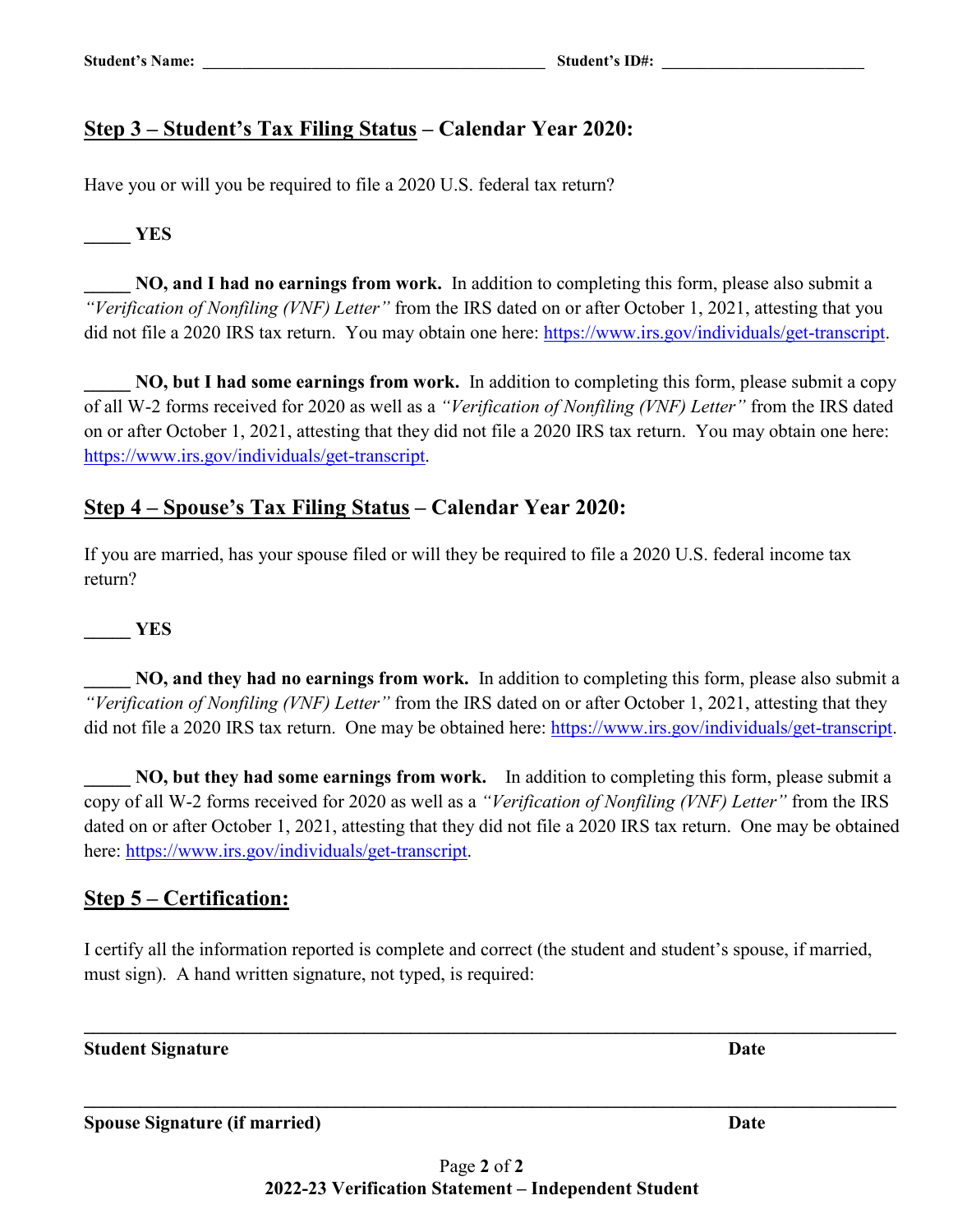**Student's Name:** ________________________________________ **Student's ID#:** ________________________

## Step 3 – Student's Tax Filing Status – Calendar Year 2020:

Have you or will you be required to file a 2020 U.S. federal tax return?

**_____ YES**

**_____ NO, and I had no earnings from work.** In addition to completing this form, please also submit a *"Verification of Nonfiling (VNF) Letter"* from the IRS dated on or after October 1, 2021, attesting that you did not file a 2020 IRS tax return. You may obtain one here: https://www.irs.gov/individuals/get-transcript.

**_____ NO, but I had some earnings from work.** In addition to completing this form, please submit a copy of all W-2 forms received for 2020 as well as a *"Verification of Nonfiling (VNF) Letter"* from the IRS dated on or after October 1, 2021, attesting that they did not file a 2020 IRS tax return. You may obtain one here: https://www.irs.gov/individuals/get-transcript.

## Step 4 – Spouse's Tax Filing Status – Calendar Year 2020:

If you are married, has your spouse filed or will they be required to file a 2020 U.S. federal income tax return?

**_____ YES**

**_____ NO, and they had no earnings from work.** In addition to completing this form, please also submit a *"Verification of Nonfiling (VNF) Letter"* from the IRS dated on or after October 1, 2021, attesting that they did not file a 2020 IRS tax return. One may be obtained here: https://www.irs.gov/individuals/get-transcript.

**_____ NO, but they had some earnings from work.** In addition to completing this form, please submit a copy of all W-2 forms received for 2020 as well as a *"Verification of Nonfiling (VNF) Letter"* from the IRS dated on or after October 1, 2021, attesting that they did not file a 2020 IRS tax return. One may be obtained here: https://www.irs.gov/individuals/get-transcript.

## Step 5 – Certification:

I certify all the information reported is complete and correct (the student and student's spouse, if married, must sign). A hand written signature, not typed, is required:

______________________________________________________________________________

**Student Signature** **Date**

______________________________________________________________________________

**Spouse Signature (if married)** **Date**

**2022-23 Verification Statement – Independent Student**